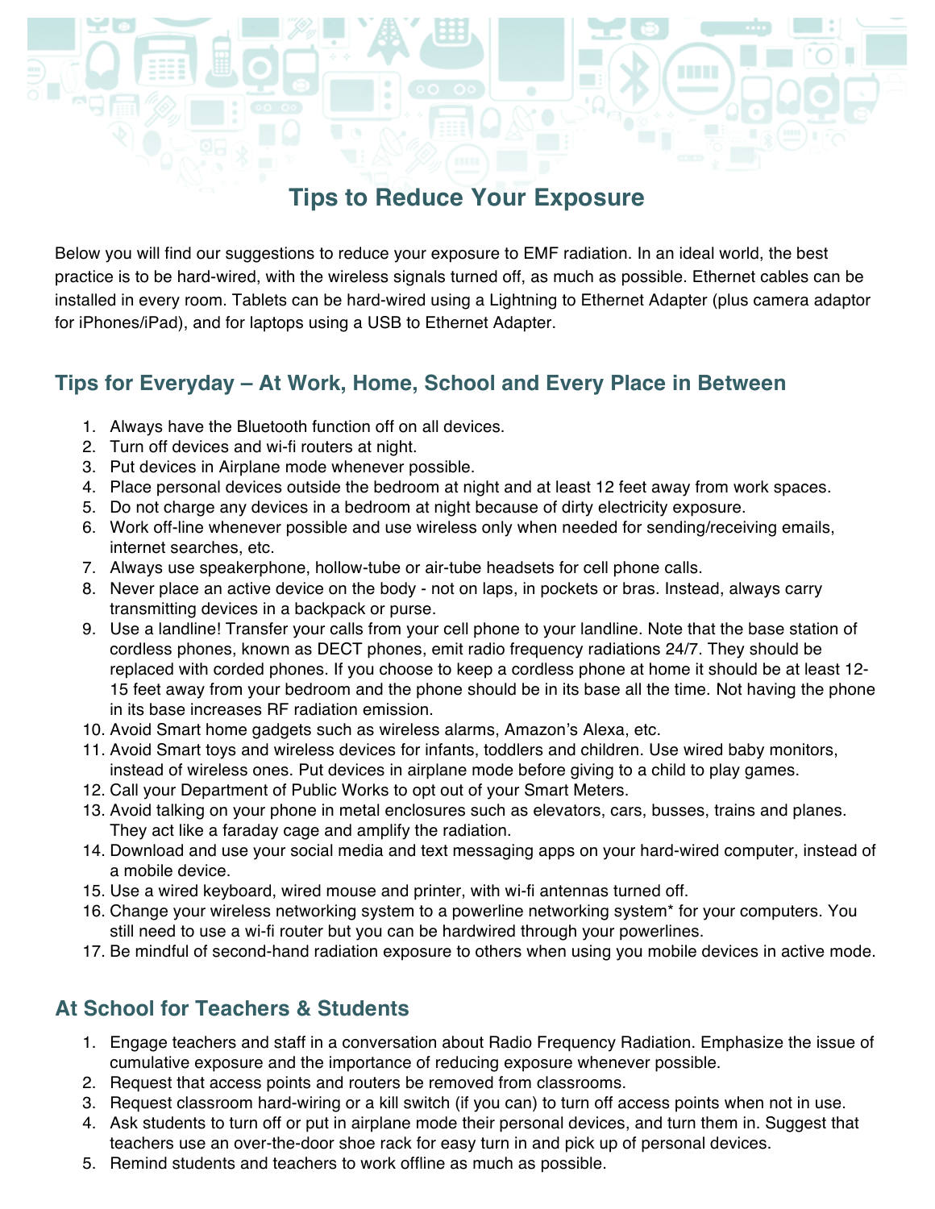# Tips to Reduce Your Exposure

Below you will find our suggestions to reduce your exposure to EMF radiation. In an ideal world, the best practice is to be hard-wired, with the wireless signals turned off, as much as possible. Ethernet cables can be installed in every room. Tablets can be hard-wired using a Lightning to Ethernet Adapter (plus camera adaptor for iPhones/iPad), and for laptops using a USB to Ethernet Adapter.

## Tips for Everyday – At Work, Home, School and Every Place in Between

1. Always have the Bluetooth function off on all devices.
2. Turn off devices and wi-fi routers at night.
3. Put devices in Airplane mode whenever possible.
4. Place personal devices outside the bedroom at night and at least 12 feet away from work spaces.
5. Do not charge any devices in a bedroom at night because of dirty electricity exposure.
6. Work off-line whenever possible and use wireless only when needed for sending/receiving emails, internet searches, etc.
7. Always use speakerphone, hollow-tube or air-tube headsets for cell phone calls.
8. Never place an active device on the body - not on laps, in pockets or bras. Instead, always carry transmitting devices in a backpack or purse.
9. Use a landline! Transfer your calls from your cell phone to your landline. Note that the base station of cordless phones, known as DECT phones, emit radio frequency radiations 24/7. They should be replaced with corded phones. If you choose to keep a cordless phone at home it should be at least 12-15 feet away from your bedroom and the phone should be in its base all the time. Not having the phone in its base increases RF radiation emission.
10. Avoid Smart home gadgets such as wireless alarms, Amazon's Alexa, etc.
11. Avoid Smart toys and wireless devices for infants, toddlers and children. Use wired baby monitors, instead of wireless ones. Put devices in airplane mode before giving to a child to play games.
12. Call your Department of Public Works to opt out of your Smart Meters.
13. Avoid talking on your phone in metal enclosures such as elevators, cars, busses, trains and planes. They act like a faraday cage and amplify the radiation.
14. Download and use your social media and text messaging apps on your hard-wired computer, instead of a mobile device.
15. Use a wired keyboard, wired mouse and printer, with wi-fi antennas turned off.
16. Change your wireless networking system to a powerline networking system* for your computers. You still need to use a wi-fi router but you can be hardwired through your powerlines.
17. Be mindful of second-hand radiation exposure to others when using you mobile devices in active mode.

## At School for Teachers & Students

1. Engage teachers and staff in a conversation about Radio Frequency Radiation. Emphasize the issue of cumulative exposure and the importance of reducing exposure whenever possible.
2. Request that access points and routers be removed from classrooms.
3. Request classroom hard-wiring or a kill switch (if you can) to turn off access points when not in use.
4. Ask students to turn off or put in airplane mode their personal devices, and turn them in. Suggest that teachers use an over-the-door shoe rack for easy turn in and pick up of personal devices.
5. Remind students and teachers to work offline as much as possible.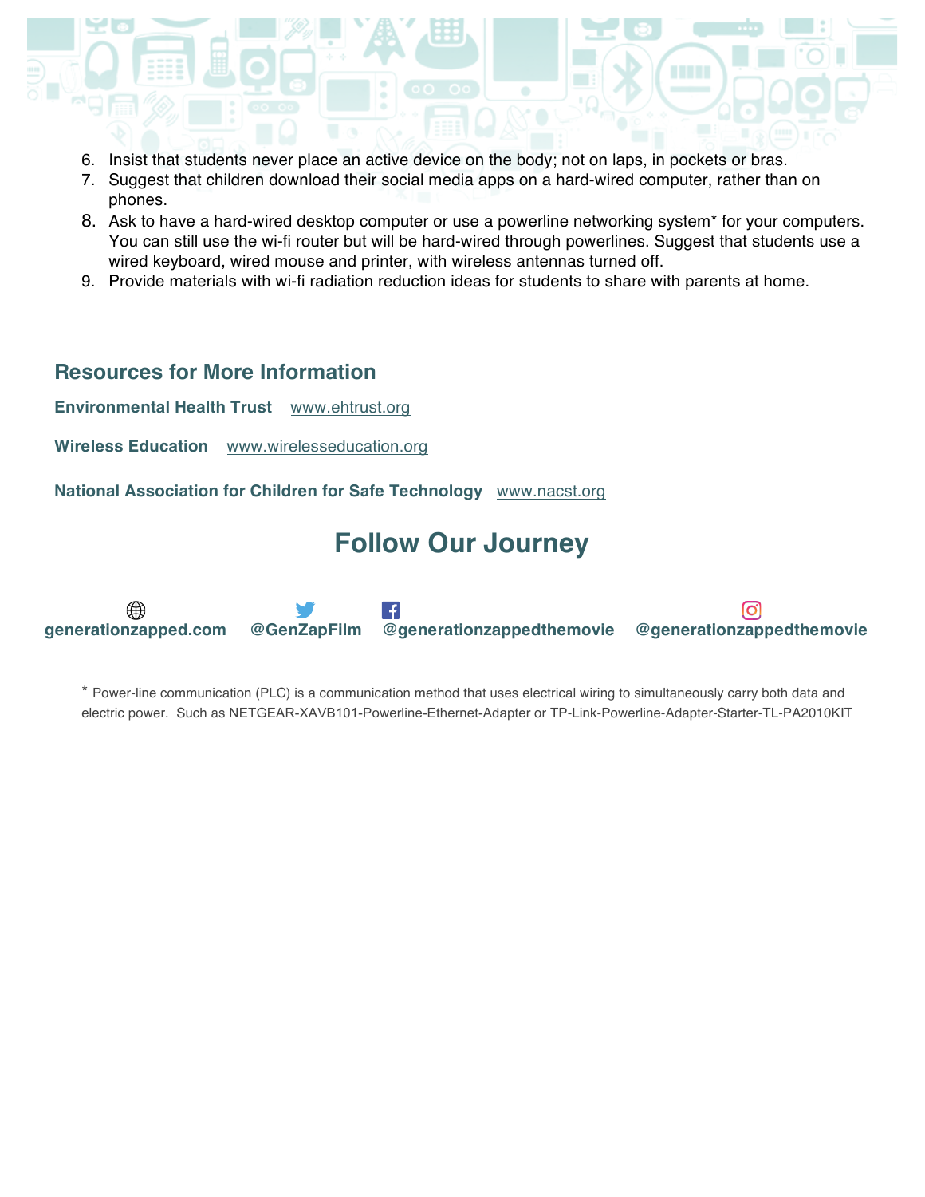6. Insist that students never place an active device on the body; not on laps, in pockets or bras.
7. Suggest that children download their social media apps on a hard-wired computer, rather than on phones.
8. Ask to have a hard-wired desktop computer or use a powerline networking system* for your computers. You can still use the wi-fi router but will be hard-wired through powerlines. Suggest that students use a wired keyboard, wired mouse and printer, with wireless antennas turned off.
9. Provide materials with wi-fi radiation reduction ideas for students to share with parents at home.

## Resources for More Information

**Environmental Health Trust** www.ehtrust.org

**Wireless Education** www.wirelesseducation.org

**National Association for Children for Safe Technology** www.nacst.org

## Follow Our Journey

**generationzapped.com** **@GenZapFilm** **@generationzappedthemovie** **@generationzappedthemovie**

* Power-line communication (PLC) is a communication method that uses electrical wiring to simultaneously carry both data and electric power. Such as NETGEAR-XAVB101-Powerline-Ethernet-Adapter or TP-Link-Powerline-Adapter-Starter-TL-PA2010KIT